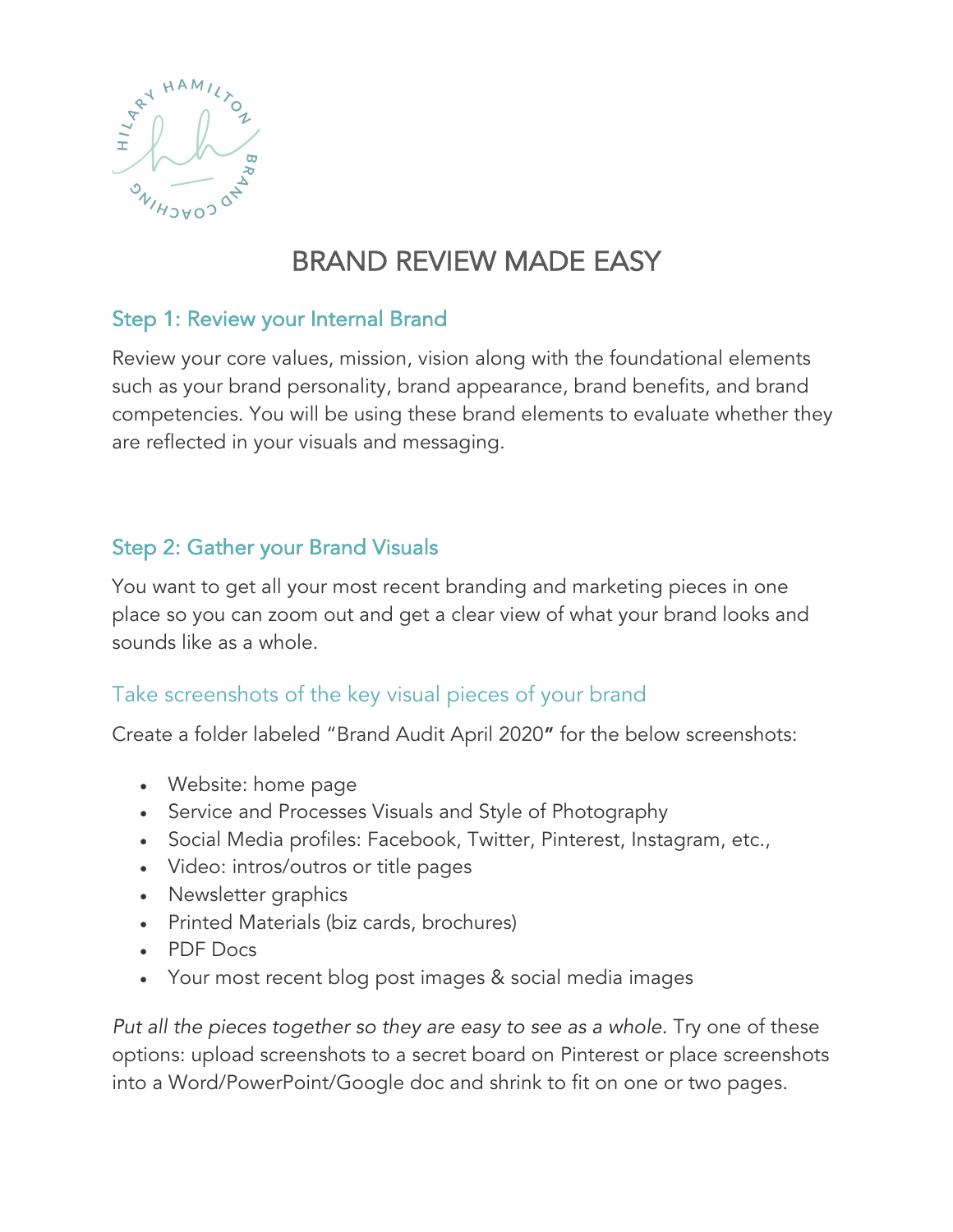# BRAND REVIEW MADE EASY

## Step 1: Review your Internal Brand

Review your core values, mission, vision along with the foundational elements such as your brand personality, brand appearance, brand benefits, and brand competencies. You will be using these brand elements to evaluate whether they are reflected in your visuals and messaging.

## Step 2: Gather your Brand Visuals

You want to get all your most recent branding and marketing pieces in one place so you can zoom out and get a clear view of what your brand looks and sounds like as a whole.

### Take screenshots of the key visual pieces of your brand

Create a folder labeled "Brand Audit April 2020**"** for the below screenshots:

- Website: home page
- Service and Processes Visuals and Style of Photography
- Social Media profiles: Facebook, Twitter, Pinterest, Instagram, etc.,
- Video: intros/outros or title pages
- Newsletter graphics
- Printed Materials (biz cards, brochures)
- PDF Docs
- Your most recent blog post images & social media images

*Put all the pieces together so they are easy to see as a whole.* Try one of these options: upload screenshots to a secret board on Pinterest or place screenshots into a Word/PowerPoint/Google doc and shrink to fit on one or two pages.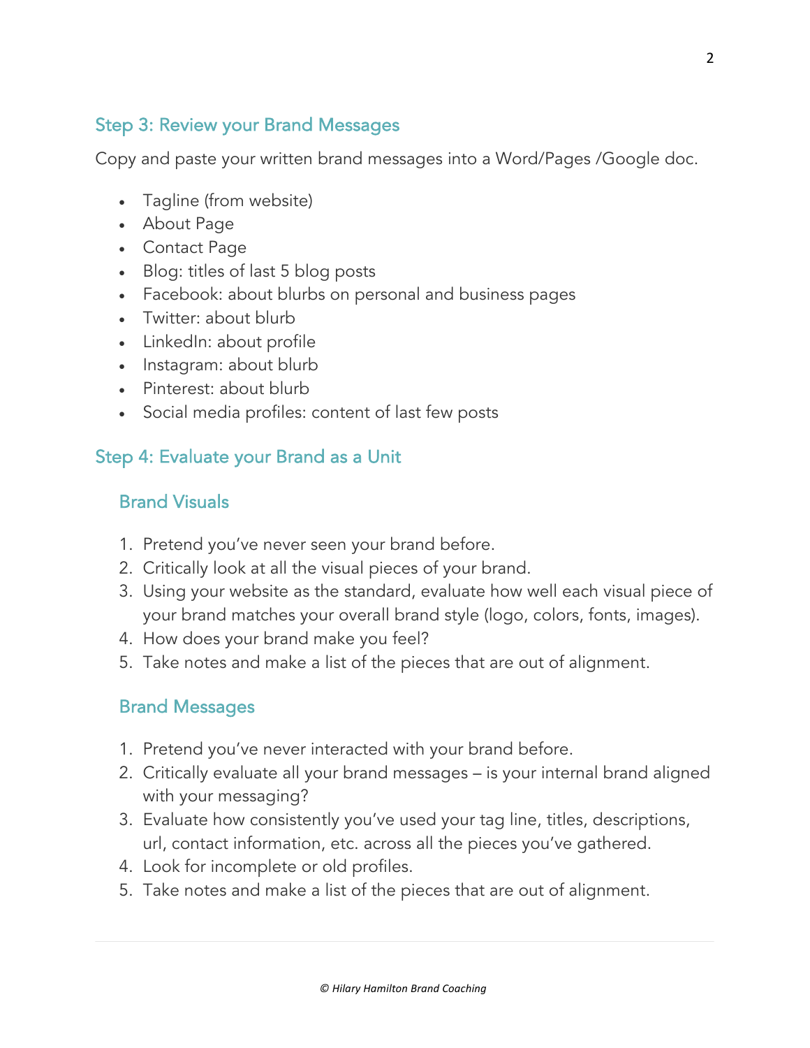## Step 3: Review your Brand Messages

Copy and paste your written brand messages into a Word/Pages /Google doc.

- Tagline (from website)
- About Page
- Contact Page
- Blog: titles of last 5 blog posts
- Facebook: about blurbs on personal and business pages
- Twitter: about blurb
- LinkedIn: about profile
- Instagram: about blurb
- Pinterest: about blurb
- Social media profiles: content of last few posts

## Step 4: Evaluate your Brand as a Unit

### Brand Visuals

1. Pretend you've never seen your brand before.
2. Critically look at all the visual pieces of your brand.
3. Using your website as the standard, evaluate how well each visual piece of your brand matches your overall brand style (logo, colors, fonts, images).
4. How does your brand make you feel?
5. Take notes and make a list of the pieces that are out of alignment.

### Brand Messages

1. Pretend you've never interacted with your brand before.
2. Critically evaluate all your brand messages – is your internal brand aligned with your messaging?
3. Evaluate how consistently you've used your tag line, titles, descriptions, url, contact information, etc. across all the pieces you've gathered.
4. Look for incomplete or old profiles.
5. Take notes and make a list of the pieces that are out of alignment.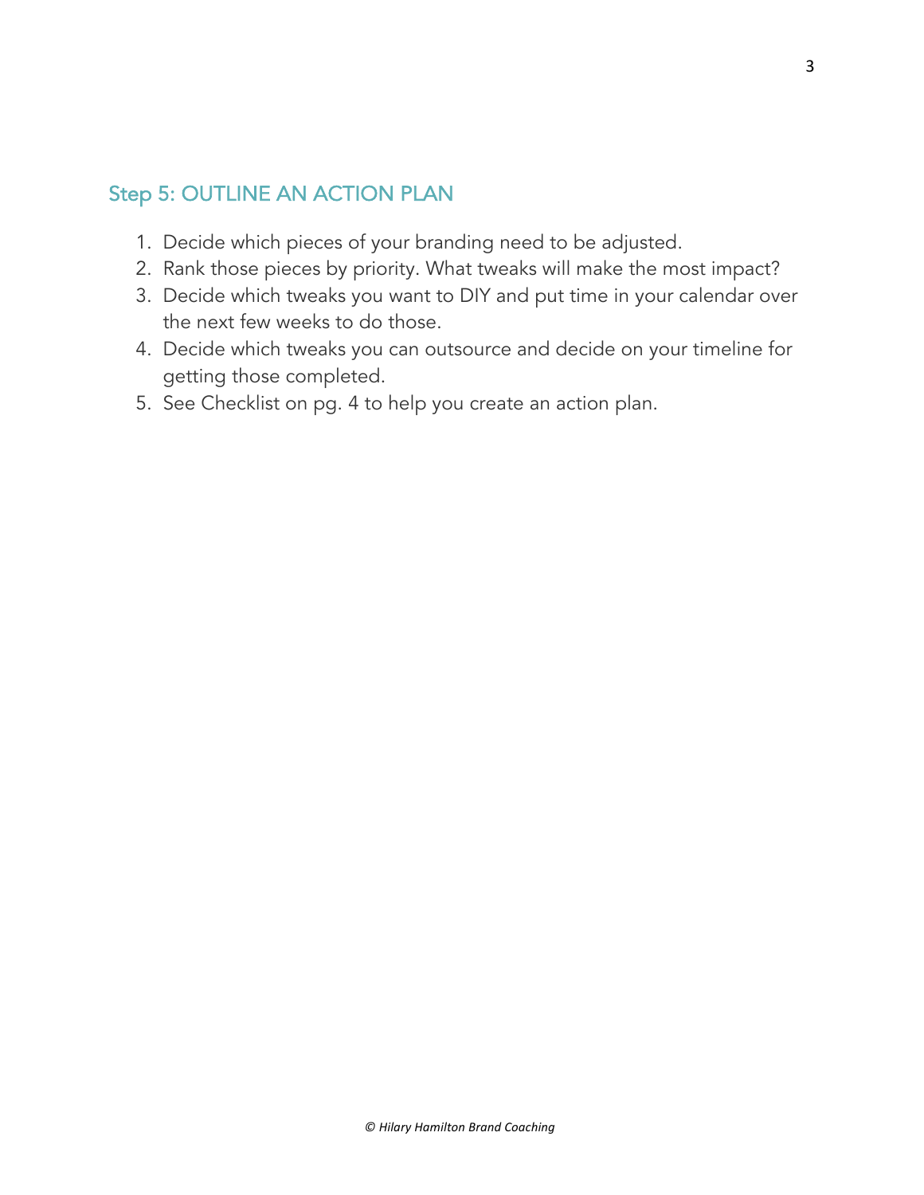## Step 5: OUTLINE AN ACTION PLAN

1. Decide which pieces of your branding need to be adjusted.
2. Rank those pieces by priority. What tweaks will make the most impact?
3. Decide which tweaks you want to DIY and put time in your calendar over the next few weeks to do those.
4. Decide which tweaks you can outsource and decide on your timeline for getting those completed.
5. See Checklist on pg. 4 to help you create an action plan.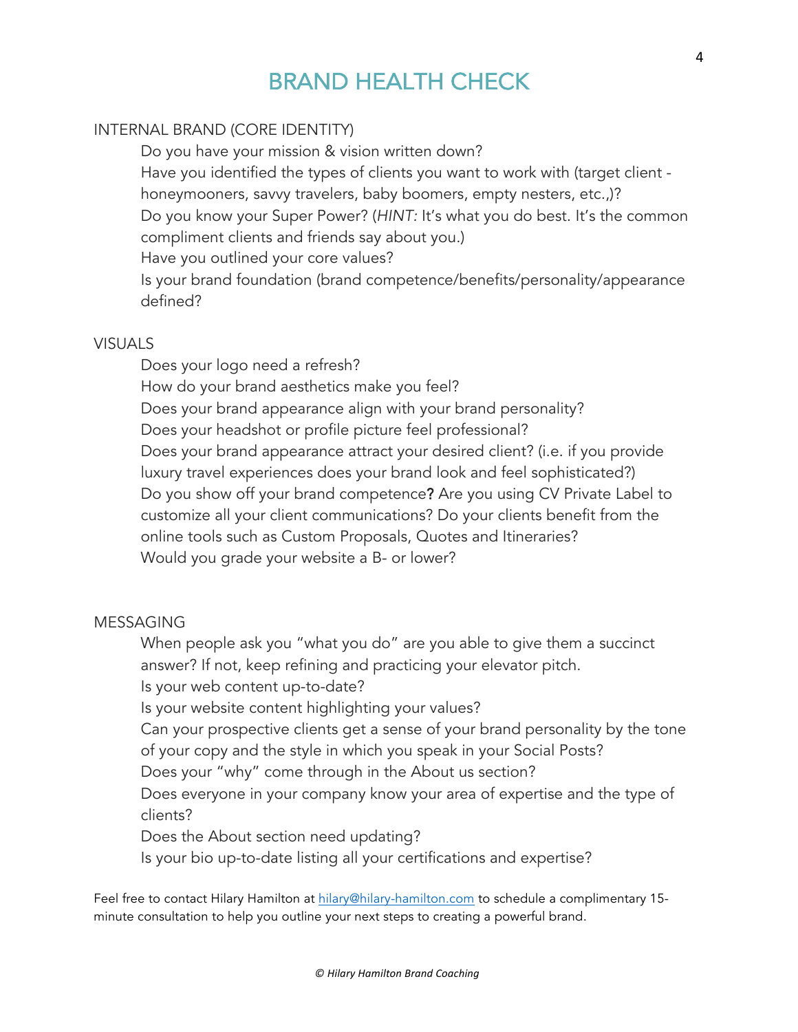# BRAND HEALTH CHECK

## INTERNAL BRAND (CORE IDENTITY)

Do you have your mission & vision written down?
Have you identified the types of clients you want to work with (target client - honeymooners, savvy travelers, baby boomers, empty nesters, etc.,)?
Do you know your Super Power? (*HINT:* It's what you do best. It's the common compliment clients and friends say about you.)
Have you outlined your core values?
Is your brand foundation (brand competence/benefits/personality/appearance defined?

## VISUALS

Does your logo need a refresh?
How do your brand aesthetics make you feel?
Does your brand appearance align with your brand personality?
Does your headshot or profile picture feel professional?
Does your brand appearance attract your desired client? (i.e. if you provide luxury travel experiences does your brand look and feel sophisticated?)
Do you show off your brand competence**?** Are you using CV Private Label to customize all your client communications? Do your clients benefit from the online tools such as Custom Proposals, Quotes and Itineraries?
Would you grade your website a B- or lower?

## MESSAGING

When people ask you "what you do" are you able to give them a succinct answer? If not, keep refining and practicing your elevator pitch.
Is your web content up-to-date?
Is your website content highlighting your values?
Can your prospective clients get a sense of your brand personality by the tone of your copy and the style in which you speak in your Social Posts?
Does your "why" come through in the About us section?
Does everyone in your company know your area of expertise and the type of clients?
Does the About section need updating?
Is your bio up-to-date listing all your certifications and expertise?

Feel free to contact Hilary Hamilton at hilary@hilary-hamilton.com to schedule a complimentary 15-minute consultation to help you outline your next steps to creating a powerful brand.

*© Hilary Hamilton Brand Coaching*